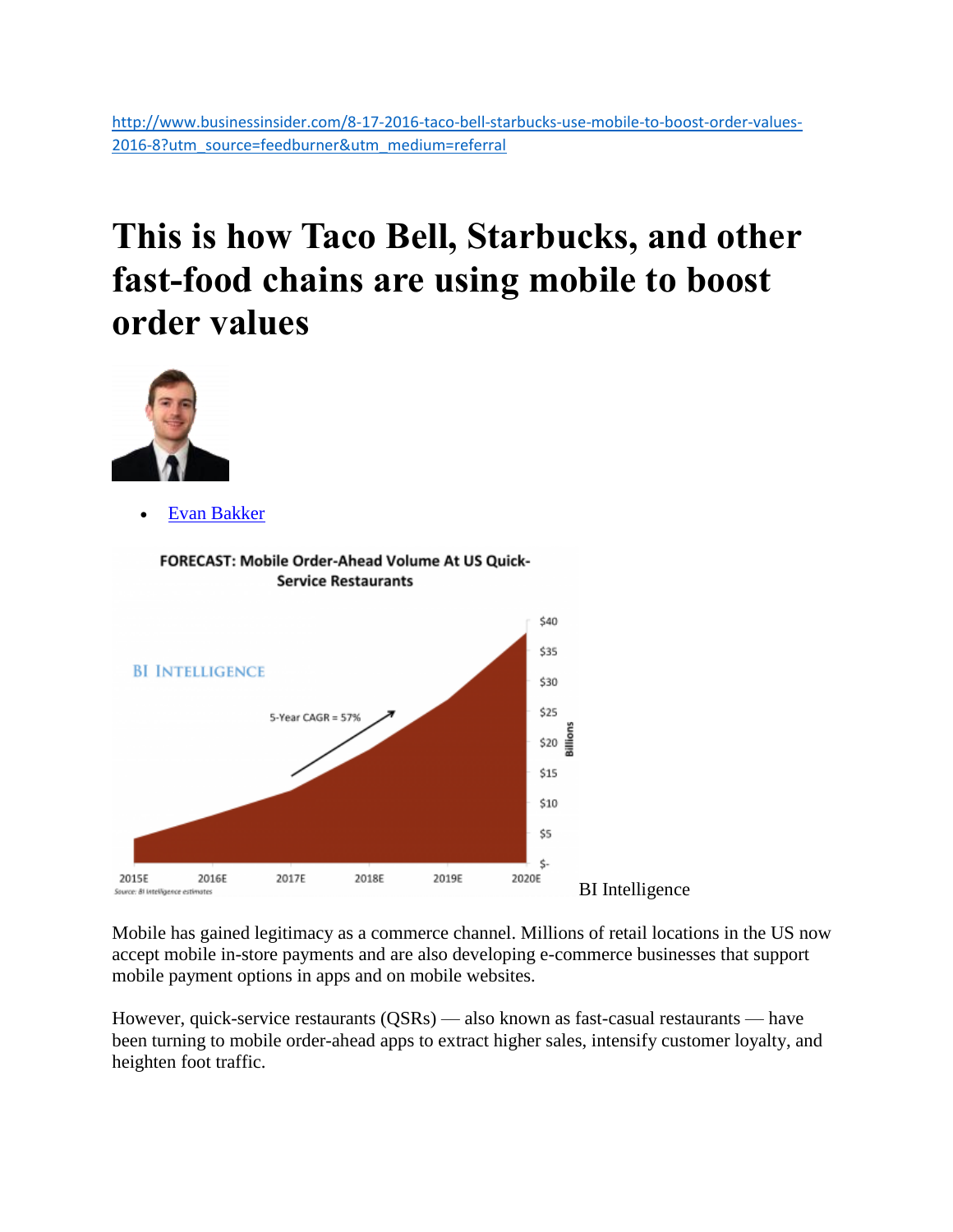http://www.businessinsider.com/8-17-2016-taco-bell-starbucks-use-mobile-to-boost-order-values-2016-8?utm_source=feedburner&utm_medium=referral

# This is how Taco Bell, Starbucks, and other fast-food chains are using mobile to boost order values

- Evan Bakker

BI Intelligence

Mobile has gained legitimacy as a commerce channel. Millions of retail locations in the US now accept mobile in-store payments and are also developing e-commerce businesses that support mobile payment options in apps and on mobile websites.

However, quick-service restaurants (QSRs) — also known as fast-casual restaurants — have been turning to mobile order-ahead apps to extract higher sales, intensify customer loyalty, and heighten foot traffic.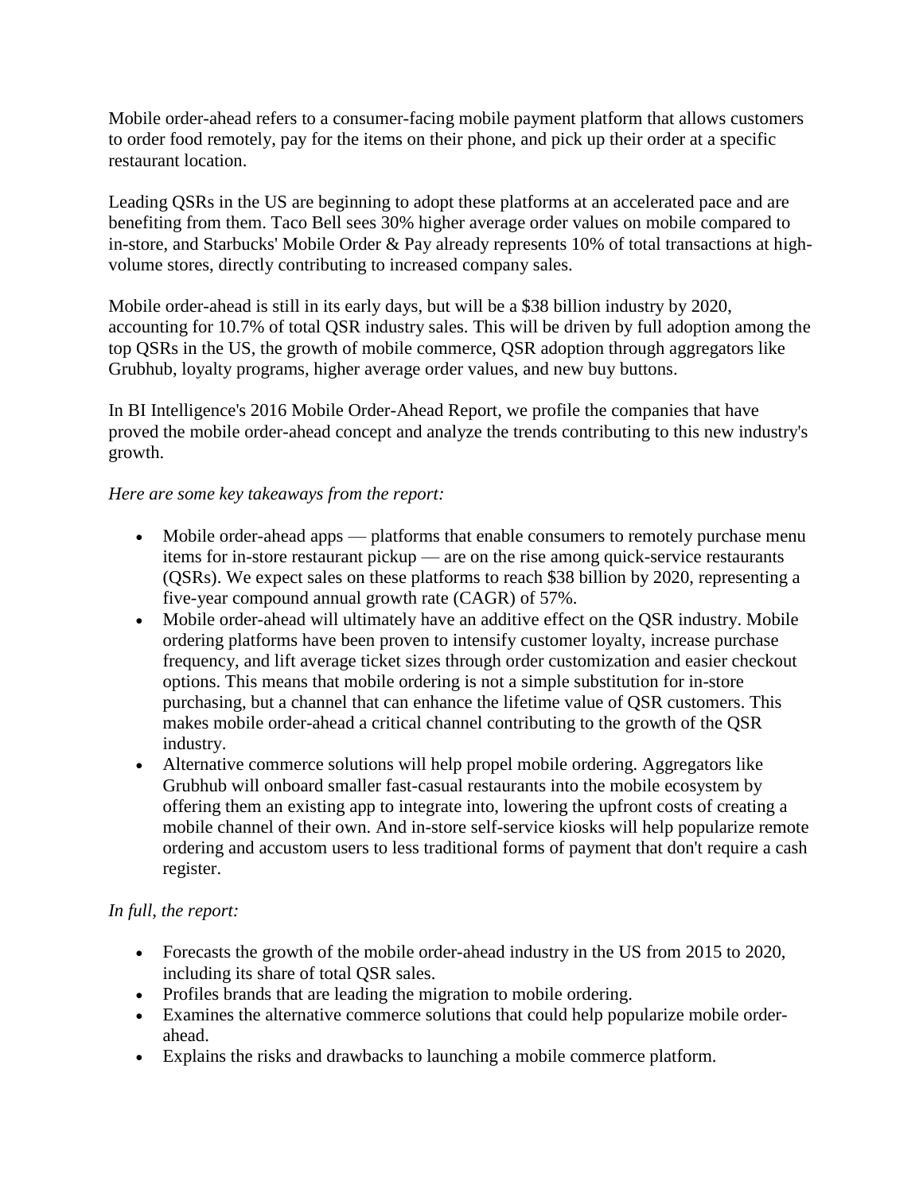Mobile order-ahead refers to a consumer-facing mobile payment platform that allows customers to order food remotely, pay for the items on their phone, and pick up their order at a specific restaurant location.

Leading QSRs in the US are beginning to adopt these platforms at an accelerated pace and are benefiting from them. Taco Bell sees 30% higher average order values on mobile compared to in-store, and Starbucks' Mobile Order & Pay already represents 10% of total transactions at high-volume stores, directly contributing to increased company sales.

Mobile order-ahead is still in its early days, but will be a $38 billion industry by 2020, accounting for 10.7% of total QSR industry sales. This will be driven by full adoption among the top QSRs in the US, the growth of mobile commerce, QSR adoption through aggregators like Grubhub, loyalty programs, higher average order values, and new buy buttons.

In BI Intelligence's 2016 Mobile Order-Ahead Report, we profile the companies that have proved the mobile order-ahead concept and analyze the trends contributing to this new industry's growth.

*Here are some key takeaways from the report:*

- Mobile order-ahead apps — platforms that enable consumers to remotely purchase menu items for in-store restaurant pickup — are on the rise among quick-service restaurants (QSRs). We expect sales on these platforms to reach $38 billion by 2020, representing a five-year compound annual growth rate (CAGR) of 57%.
- Mobile order-ahead will ultimately have an additive effect on the QSR industry. Mobile ordering platforms have been proven to intensify customer loyalty, increase purchase frequency, and lift average ticket sizes through order customization and easier checkout options. This means that mobile ordering is not a simple substitution for in-store purchasing, but a channel that can enhance the lifetime value of QSR customers. This makes mobile order-ahead a critical channel contributing to the growth of the QSR industry.
- Alternative commerce solutions will help propel mobile ordering. Aggregators like Grubhub will onboard smaller fast-casual restaurants into the mobile ecosystem by offering them an existing app to integrate into, lowering the upfront costs of creating a mobile channel of their own. And in-store self-service kiosks will help popularize remote ordering and accustom users to less traditional forms of payment that don't require a cash register.

*In full, the report:*

- Forecasts the growth of the mobile order-ahead industry in the US from 2015 to 2020, including its share of total QSR sales.
- Profiles brands that are leading the migration to mobile ordering.
- Examines the alternative commerce solutions that could help popularize mobile order-ahead.
- Explains the risks and drawbacks to launching a mobile commerce platform.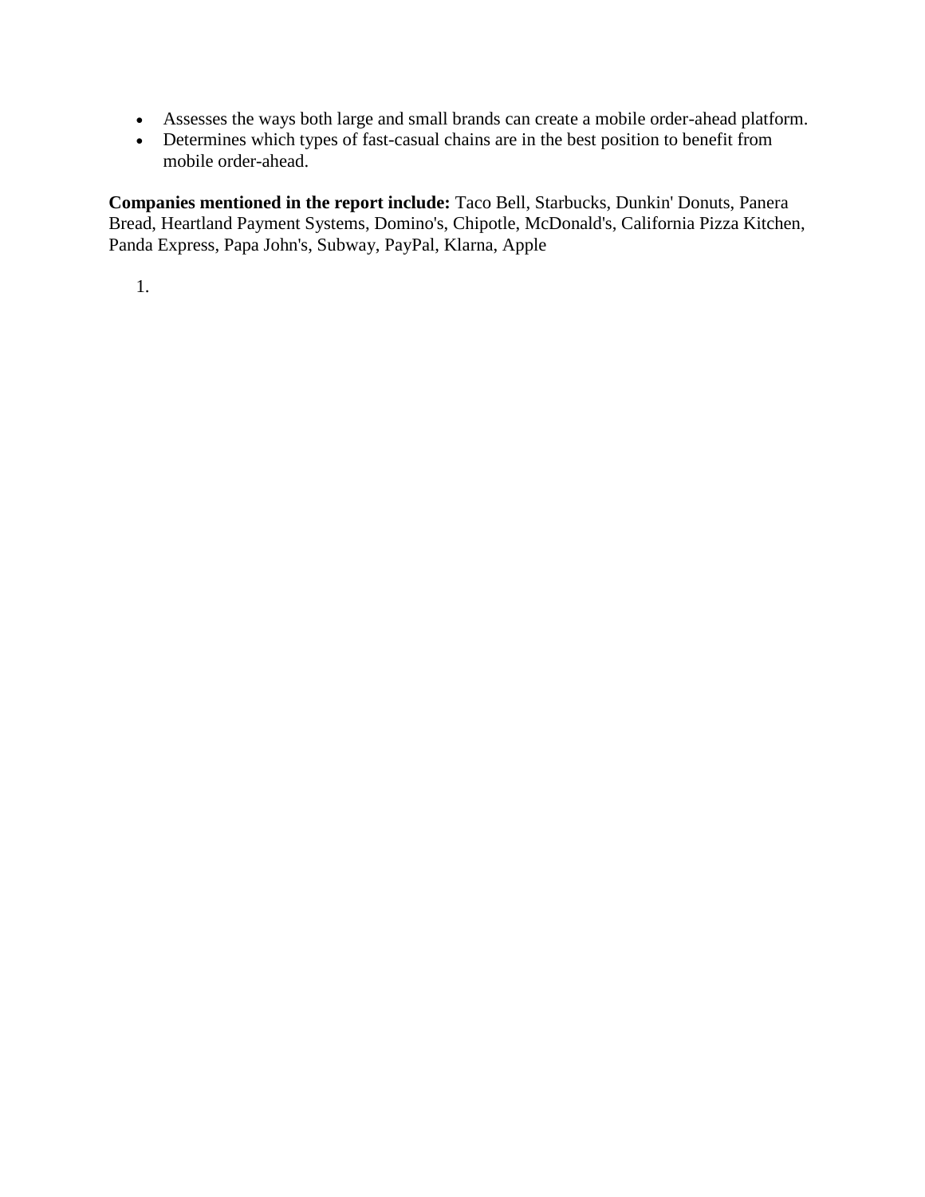- Assesses the ways both large and small brands can create a mobile order-ahead platform.
- Determines which types of fast-casual chains are in the best position to benefit from mobile order-ahead.

**Companies mentioned in the report include:** Taco Bell, Starbucks, Dunkin' Donuts, Panera Bread, Heartland Payment Systems, Domino's, Chipotle, McDonald's, California Pizza Kitchen, Panda Express, Papa John's, Subway, PayPal, Klarna, Apple

1.